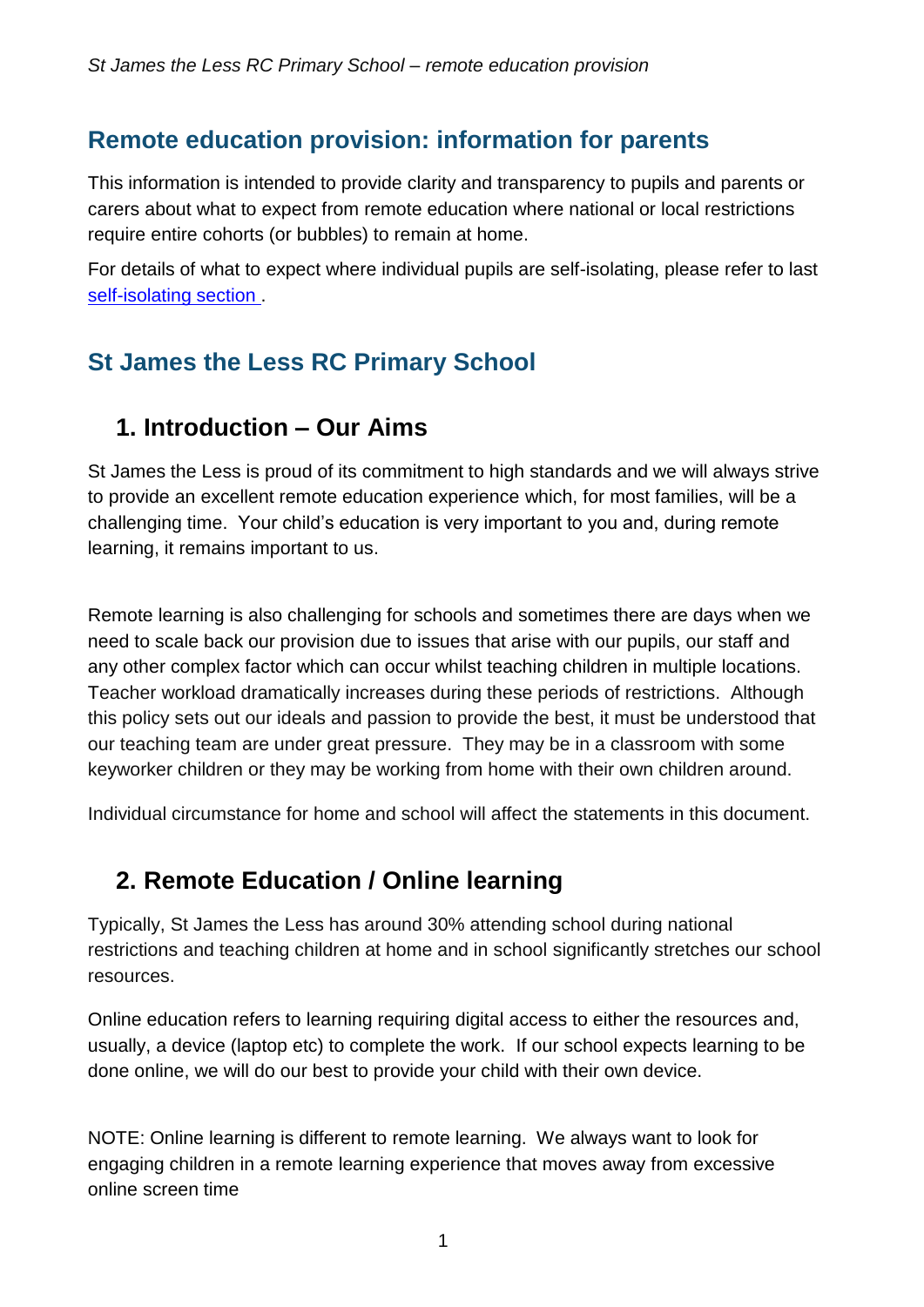## Remote education provision: information for parents

This information is intended to provide clarity and transparency to pupils and parents or carers about what to expect from remote education where national or local restrictions require entire cohorts (or bubbles) to remain at home.

For details of what to expect where individual pupils are self-isolating, please refer to last [self-isolating section](#).

## St James the Less RC Primary School

### 1. Introduction – Our Aims

St James the Less is proud of its commitment to high standards and we will always strive to provide an excellent remote education experience which, for most families, will be a challenging time. Your child's education is very important to you and, during remote learning, it remains important to us.

Remote learning is also challenging for schools and sometimes there are days when we need to scale back our provision due to issues that arise with our pupils, our staff and any other complex factor which can occur whilst teaching children in multiple locations. Teacher workload dramatically increases during these periods of restrictions. Although this policy sets out our ideals and passion to provide the best, it must be understood that our teaching team are under great pressure. They may be in a classroom with some keyworker children or they may be working from home with their own children around.

Individual circumstance for home and school will affect the statements in this document.

### 2. Remote Education / Online learning

Typically, St James the Less has around 30% attending school during national restrictions and teaching children at home and in school significantly stretches our school resources.

Online education refers to learning requiring digital access to either the resources and, usually, a device (laptop etc) to complete the work. If our school expects learning to be done online, we will do our best to provide your child with their own device.

NOTE: Online learning is different to remote learning. We always want to look for engaging children in a remote learning experience that moves away from excessive online screen time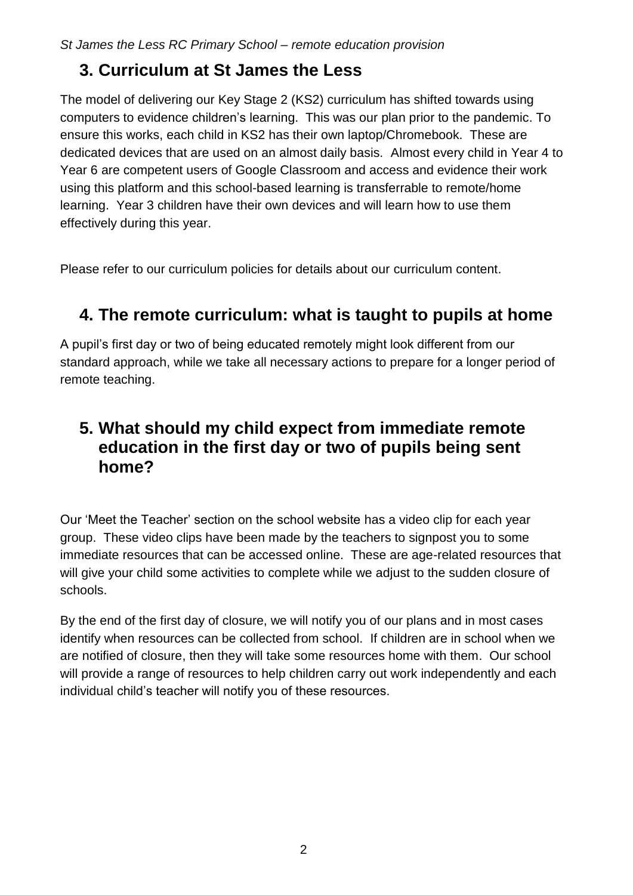## 3. Curriculum at St James the Less

The model of delivering our Key Stage 2 (KS2) curriculum has shifted towards using computers to evidence children's learning. This was our plan prior to the pandemic. To ensure this works, each child in KS2 has their own laptop/Chromebook. These are dedicated devices that are used on an almost daily basis. Almost every child in Year 4 to Year 6 are competent users of Google Classroom and access and evidence their work using this platform and this school-based learning is transferrable to remote/home learning. Year 3 children have their own devices and will learn how to use them effectively during this year.

Please refer to our curriculum policies for details about our curriculum content.

## 4. The remote curriculum: what is taught to pupils at home

A pupil's first day or two of being educated remotely might look different from our standard approach, while we take all necessary actions to prepare for a longer period of remote teaching.

## 5. What should my child expect from immediate remote education in the first day or two of pupils being sent home?

Our 'Meet the Teacher' section on the school website has a video clip for each year group. These video clips have been made by the teachers to signpost you to some immediate resources that can be accessed online. These are age-related resources that will give your child some activities to complete while we adjust to the sudden closure of schools.

By the end of the first day of closure, we will notify you of our plans and in most cases identify when resources can be collected from school. If children are in school when we are notified of closure, then they will take some resources home with them. Our school will provide a range of resources to help children carry out work independently and each individual child's teacher will notify you of these resources.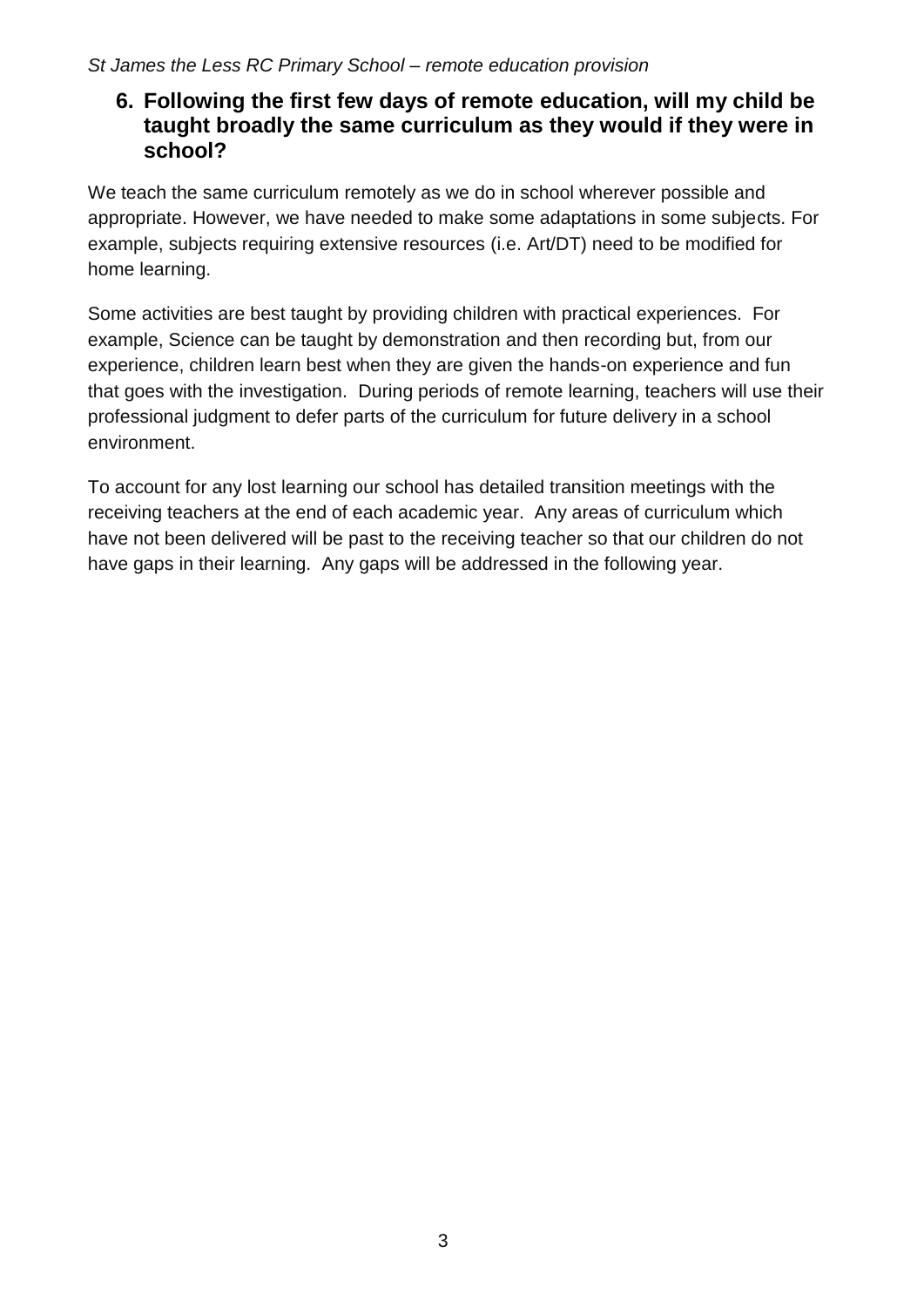## 6. Following the first few days of remote education, will my child be taught broadly the same curriculum as they would if they were in school?

We teach the same curriculum remotely as we do in school wherever possible and appropriate. However, we have needed to make some adaptations in some subjects. For example, subjects requiring extensive resources (i.e. Art/DT) need to be modified for home learning.

Some activities are best taught by providing children with practical experiences. For example, Science can be taught by demonstration and then recording but, from our experience, children learn best when they are given the hands-on experience and fun that goes with the investigation. During periods of remote learning, teachers will use their professional judgment to defer parts of the curriculum for future delivery in a school environment.

To account for any lost learning our school has detailed transition meetings with the receiving teachers at the end of each academic year. Any areas of curriculum which have not been delivered will be past to the receiving teacher so that our children do not have gaps in their learning. Any gaps will be addressed in the following year.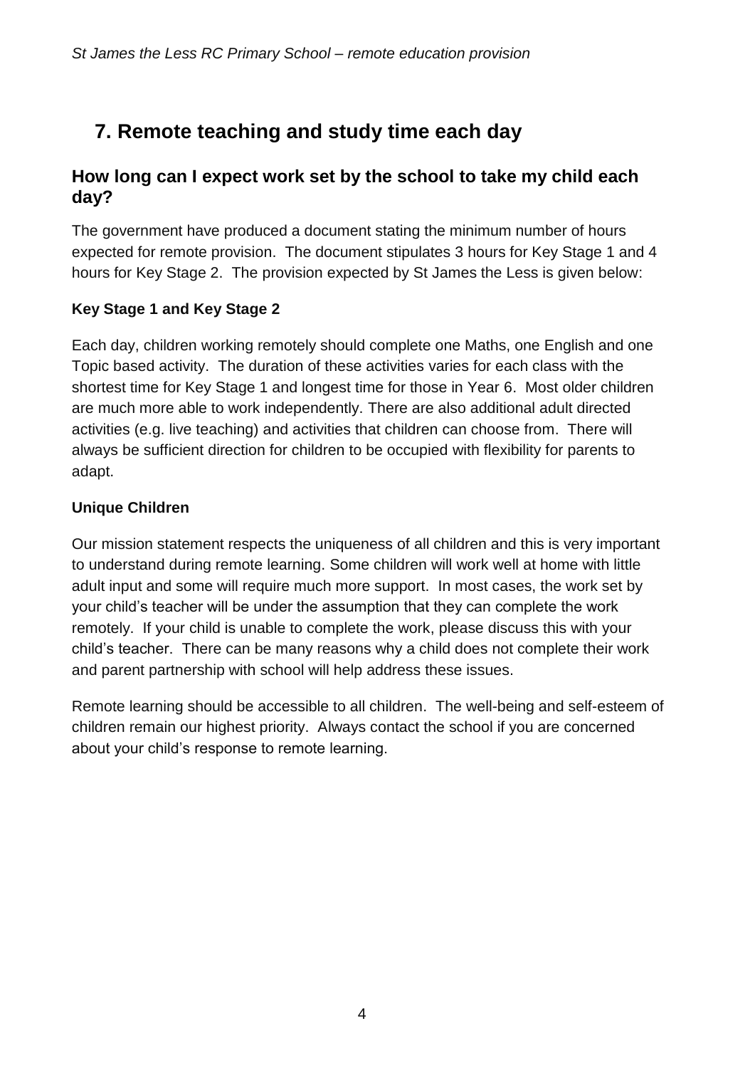## 7. Remote teaching and study time each day

### How long can I expect work set by the school to take my child each day?

The government have produced a document stating the minimum number of hours expected for remote provision. The document stipulates 3 hours for Key Stage 1 and 4 hours for Key Stage 2. The provision expected by St James the Less is given below:

#### Key Stage 1 and Key Stage 2

Each day, children working remotely should complete one Maths, one English and one Topic based activity. The duration of these activities varies for each class with the shortest time for Key Stage 1 and longest time for those in Year 6. Most older children are much more able to work independently. There are also additional adult directed activities (e.g. live teaching) and activities that children can choose from. There will always be sufficient direction for children to be occupied with flexibility for parents to adapt.

#### Unique Children

Our mission statement respects the uniqueness of all children and this is very important to understand during remote learning. Some children will work well at home with little adult input and some will require much more support. In most cases, the work set by your child's teacher will be under the assumption that they can complete the work remotely. If your child is unable to complete the work, please discuss this with your child's teacher. There can be many reasons why a child does not complete their work and parent partnership with school will help address these issues.

Remote learning should be accessible to all children. The well-being and self-esteem of children remain our highest priority. Always contact the school if you are concerned about your child's response to remote learning.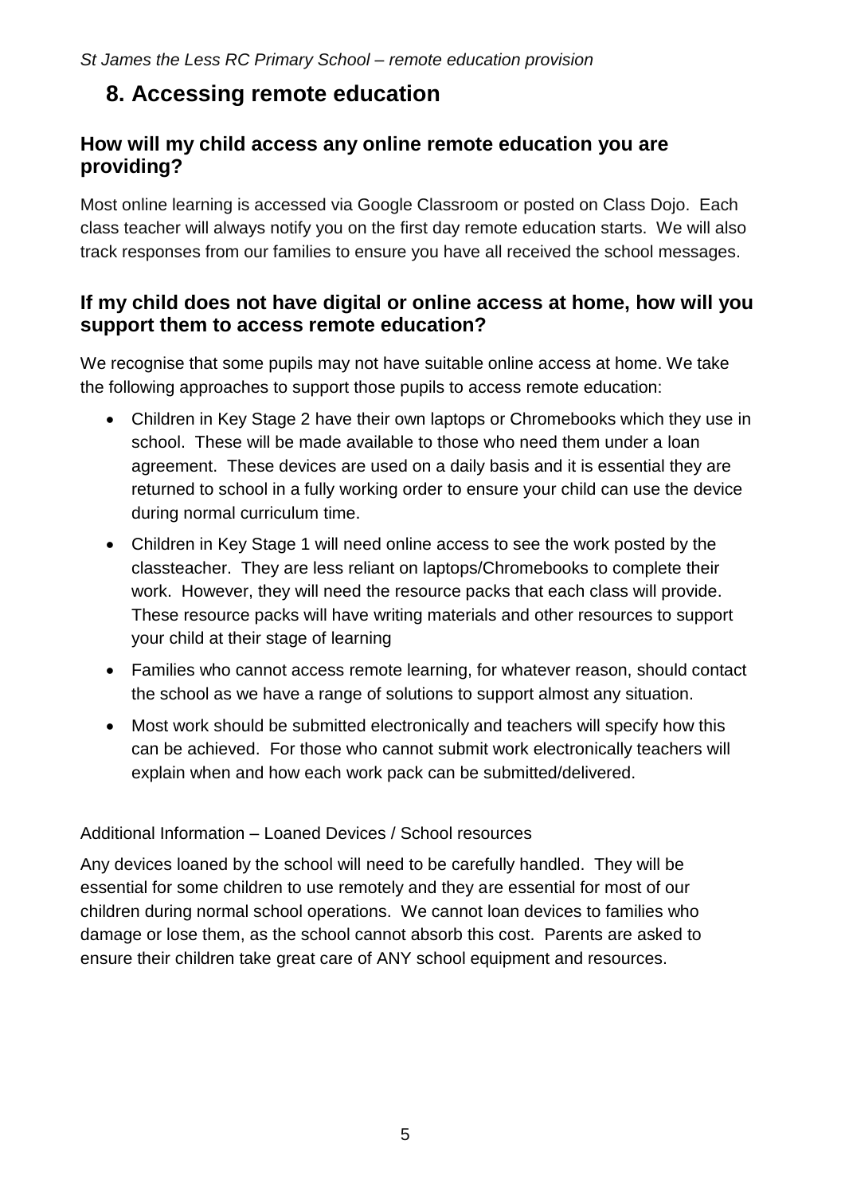## 8. Accessing remote education

### How will my child access any online remote education you are providing?

Most online learning is accessed via Google Classroom or posted on Class Dojo. Each class teacher will always notify you on the first day remote education starts. We will also track responses from our families to ensure you have all received the school messages.

### If my child does not have digital or online access at home, how will you support them to access remote education?

We recognise that some pupils may not have suitable online access at home. We take the following approaches to support those pupils to access remote education:

- Children in Key Stage 2 have their own laptops or Chromebooks which they use in school. These will be made available to those who need them under a loan agreement. These devices are used on a daily basis and it is essential they are returned to school in a fully working order to ensure your child can use the device during normal curriculum time.
- Children in Key Stage 1 will need online access to see the work posted by the classteacher. They are less reliant on laptops/Chromebooks to complete their work. However, they will need the resource packs that each class will provide. These resource packs will have writing materials and other resources to support your child at their stage of learning
- Families who cannot access remote learning, for whatever reason, should contact the school as we have a range of solutions to support almost any situation.
- Most work should be submitted electronically and teachers will specify how this can be achieved. For those who cannot submit work electronically teachers will explain when and how each work pack can be submitted/delivered.

Additional Information – Loaned Devices / School resources

Any devices loaned by the school will need to be carefully handled. They will be essential for some children to use remotely and they are essential for most of our children during normal school operations. We cannot loan devices to families who damage or lose them, as the school cannot absorb this cost. Parents are asked to ensure their children take great care of ANY school equipment and resources.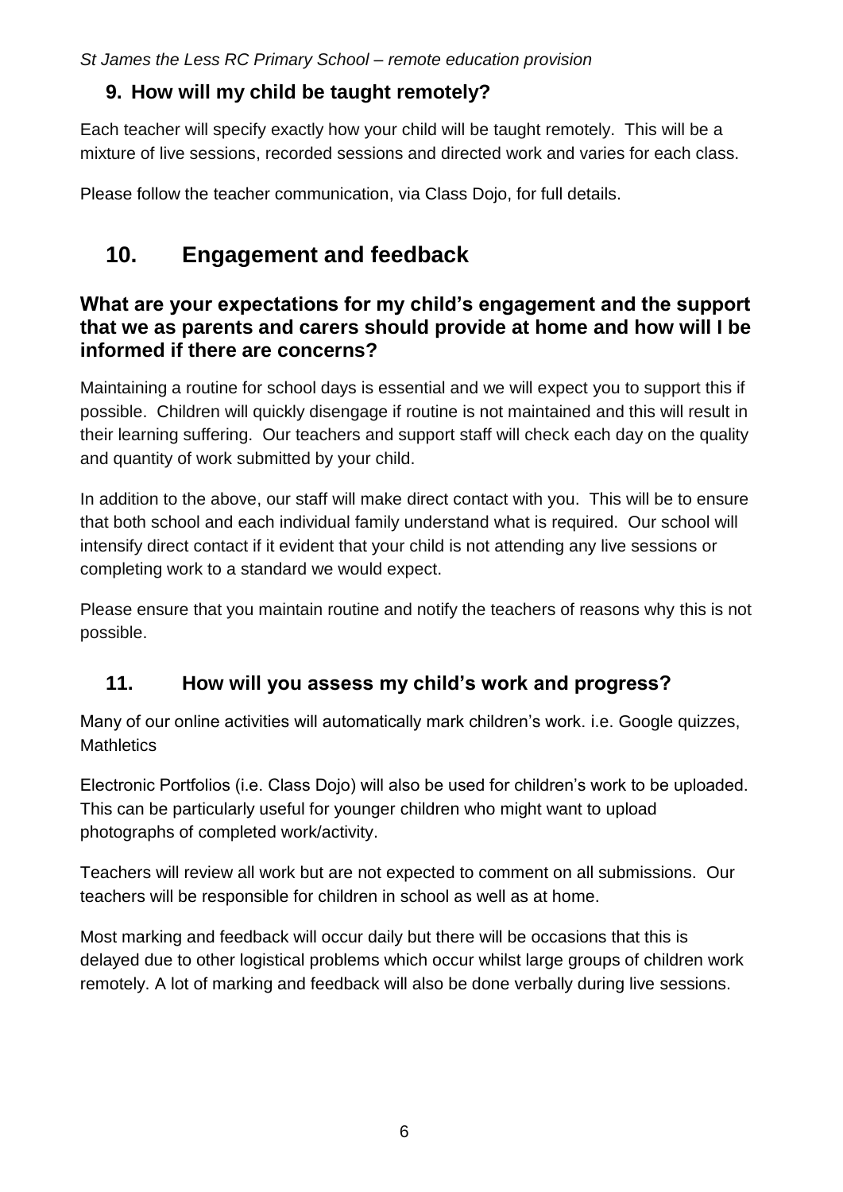## 9. How will my child be taught remotely?

Each teacher will specify exactly how your child will be taught remotely. This will be a mixture of live sessions, recorded sessions and directed work and varies for each class.

Please follow the teacher communication, via Class Dojo, for full details.

# 10. Engagement and feedback

### What are your expectations for my child's engagement and the support that we as parents and carers should provide at home and how will I be informed if there are concerns?

Maintaining a routine for school days is essential and we will expect you to support this if possible. Children will quickly disengage if routine is not maintained and this will result in their learning suffering. Our teachers and support staff will check each day on the quality and quantity of work submitted by your child.

In addition to the above, our staff will make direct contact with you. This will be to ensure that both school and each individual family understand what is required. Our school will intensify direct contact if it evident that your child is not attending any live sessions or completing work to a standard we would expect.

Please ensure that you maintain routine and notify the teachers of reasons why this is not possible.

## 11. How will you assess my child's work and progress?

Many of our online activities will automatically mark children's work. i.e. Google quizzes, Mathletics

Electronic Portfolios (i.e. Class Dojo) will also be used for children's work to be uploaded. This can be particularly useful for younger children who might want to upload photographs of completed work/activity.

Teachers will review all work but are not expected to comment on all submissions. Our teachers will be responsible for children in school as well as at home.

Most marking and feedback will occur daily but there will be occasions that this is delayed due to other logistical problems which occur whilst large groups of children work remotely. A lot of marking and feedback will also be done verbally during live sessions.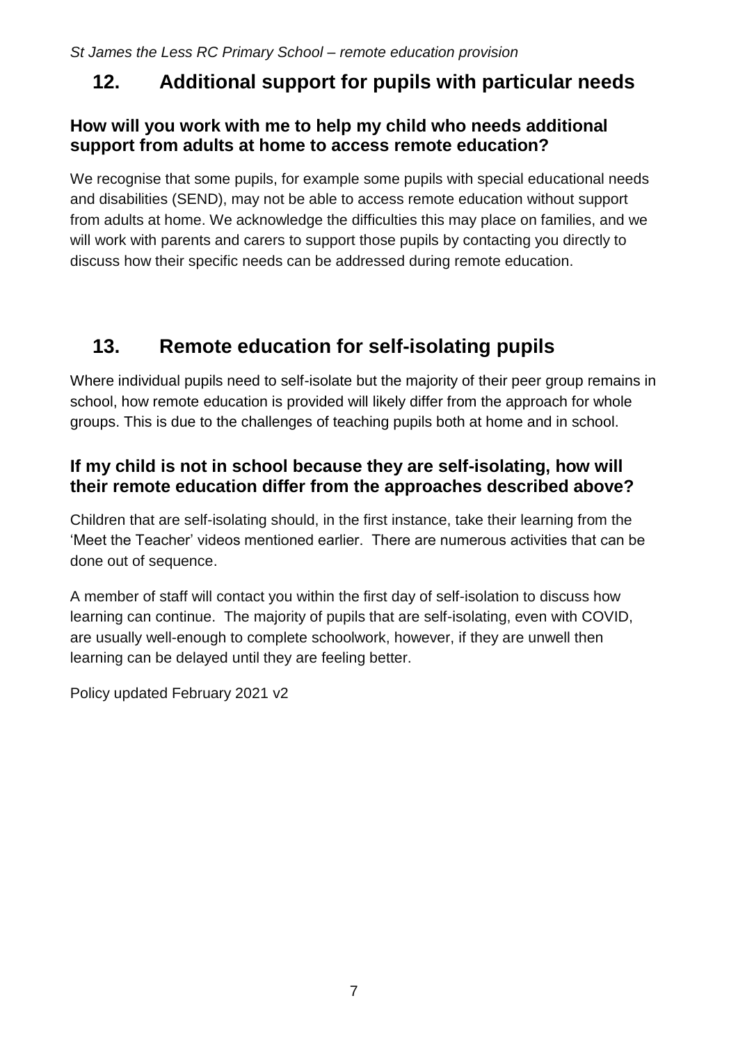## 12. Additional support for pupils with particular needs

### How will you work with me to help my child who needs additional support from adults at home to access remote education?

We recognise that some pupils, for example some pupils with special educational needs and disabilities (SEND), may not be able to access remote education without support from adults at home. We acknowledge the difficulties this may place on families, and we will work with parents and carers to support those pupils by contacting you directly to discuss how their specific needs can be addressed during remote education.

## 13. Remote education for self-isolating pupils

Where individual pupils need to self-isolate but the majority of their peer group remains in school, how remote education is provided will likely differ from the approach for whole groups. This is due to the challenges of teaching pupils both at home and in school.

### If my child is not in school because they are self-isolating, how will their remote education differ from the approaches described above?

Children that are self-isolating should, in the first instance, take their learning from the 'Meet the Teacher' videos mentioned earlier. There are numerous activities that can be done out of sequence.

A member of staff will contact you within the first day of self-isolation to discuss how learning can continue. The majority of pupils that are self-isolating, even with COVID, are usually well-enough to complete schoolwork, however, if they are unwell then learning can be delayed until they are feeling better.

Policy updated February 2021 v2